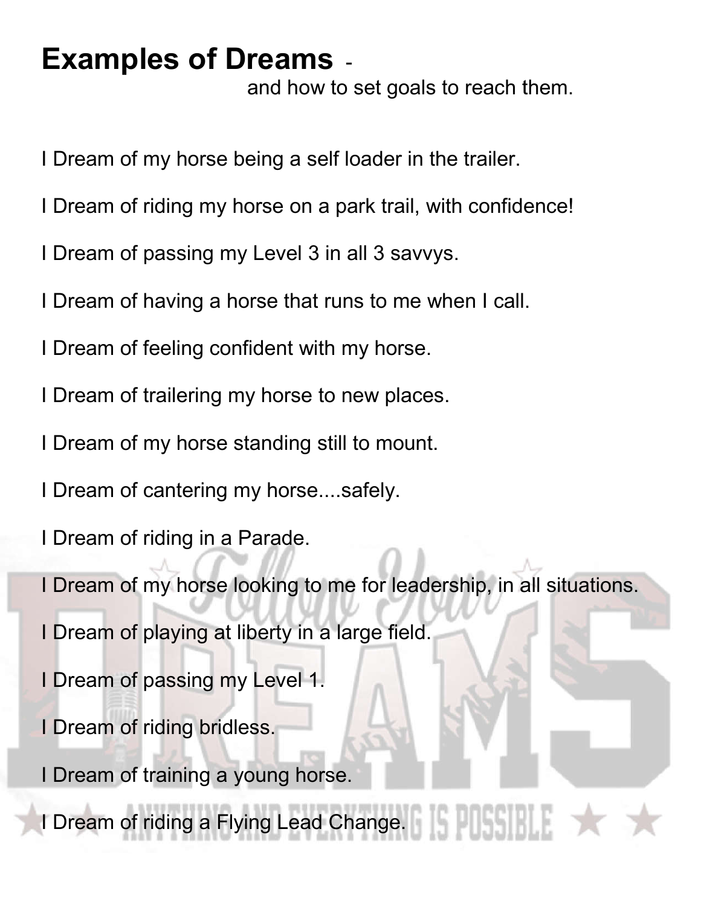# Examples of Dreams - and how to set goals to reach them.

I Dream of my horse being a self loader in the trailer.

I Dream of riding my horse on a park trail, with confidence!

I Dream of passing my Level 3 in all 3 savvys.

I Dream of having a horse that runs to me when I call.

I Dream of feeling confident with my horse.

I Dream of trailering my horse to new places.

I Dream of my horse standing still to mount.

I Dream of cantering my horse....safely.

I Dream of riding in a Parade.

I Dream of my horse looking to me for leadership, in all situations.

I Dream of playing at liberty in a large field.

I Dream of passing my Level 1.

I Dream of riding bridless.

I Dream of training a young horse.

I Dream of riding a Flying Lead Change.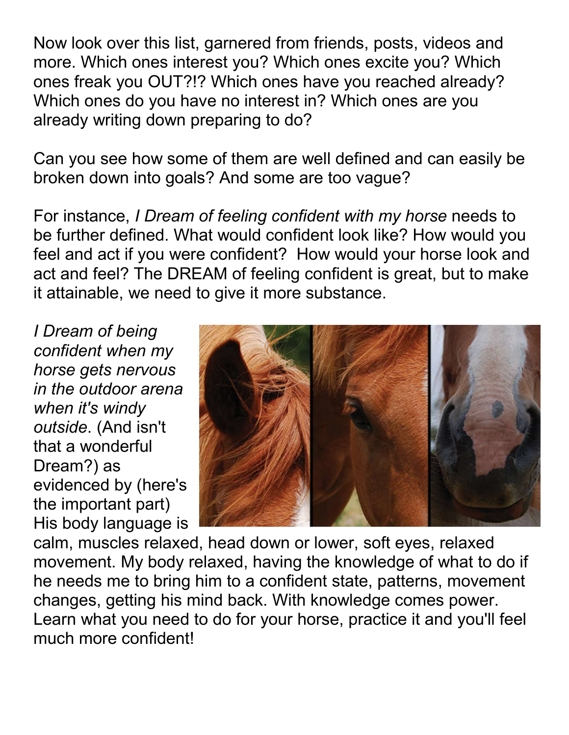Now look over this list, garnered from friends, posts, videos and more. Which ones interest you? Which ones excite you? Which ones freak you OUT?!? Which ones have you reached already? Which ones do you have no interest in? Which ones are you already writing down preparing to do?

Can you see how some of them are well defined and can easily be broken down into goals? And some are too vague?

For instance, *I Dream of feeling confident with my horse* needs to be further defined. What would confident look like? How would you feel and act if you were confident? How would your horse look and act and feel? The DREAM of feeling confident is great, but to make it attainable, we need to give it more substance.

*I Dream of being confident when my horse gets nervous in the outdoor arena when it's windy outside*. (And isn't that a wonderful Dream?) as evidenced by (here's the important part) His body language is calm, muscles relaxed, head down or lower, soft eyes, relaxed movement. My body relaxed, having the knowledge of what to do if he needs me to bring him to a confident state, patterns, movement changes, getting his mind back. With knowledge comes power. Learn what you need to do for your horse, practice it and you'll feel much more confident!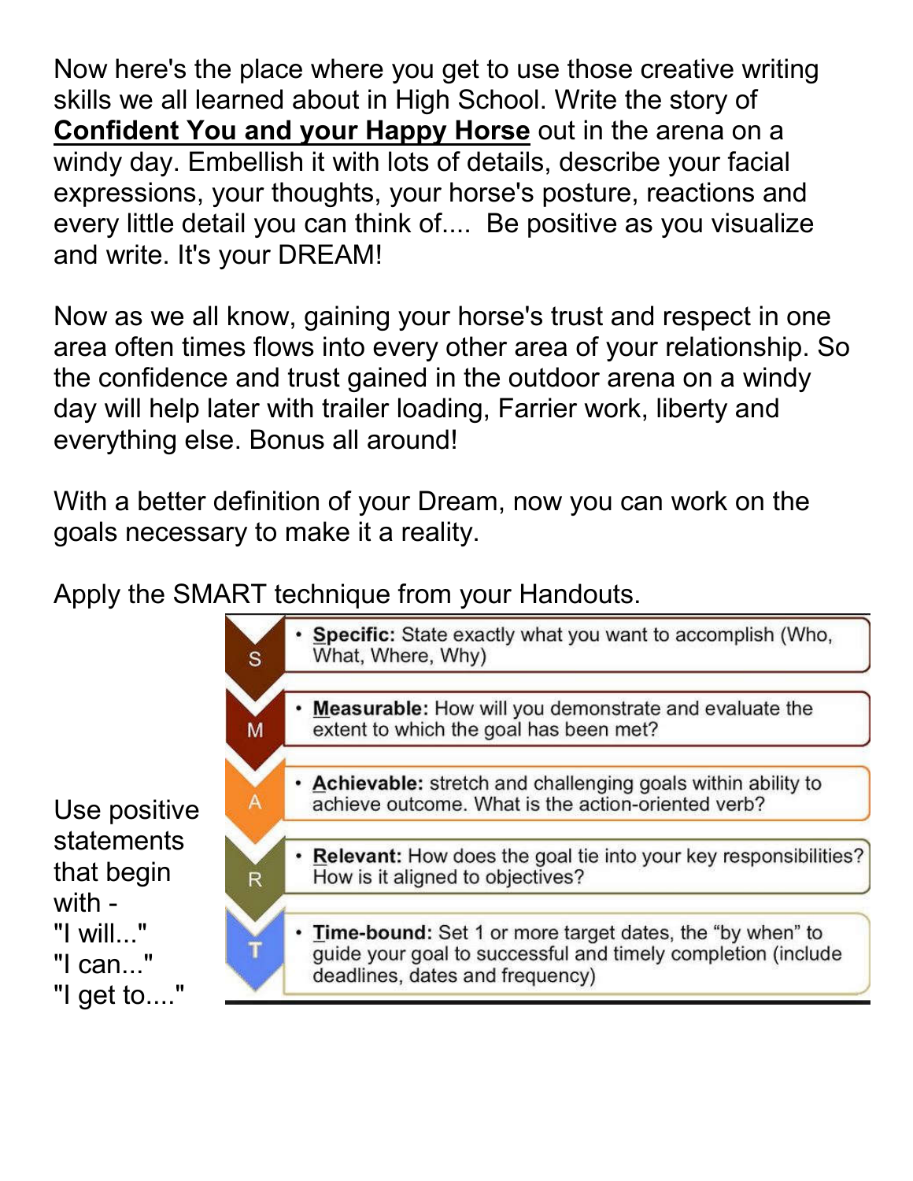Now here's the place where you get to use those creative writing skills we all learned about in High School. Write the story of **Confident You and your Happy Horse** out in the arena on a windy day. Embellish it with lots of details, describe your facial expressions, your thoughts, your horse's posture, reactions and every little detail you can think of.... Be positive as you visualize and write. It's your DREAM!

Now as we all know, gaining your horse's trust and respect in one area often times flows into every other area of your relationship. So the confidence and trust gained in the outdoor arena on a windy day will help later with trailer loading, Farrier work, liberty and everything else. Bonus all around!

With a better definition of your Dream, now you can work on the goals necessary to make it a reality.

Apply the SMART technique from your Handouts.

Use positive statements that begin with -
"I will..."
"I can..."
"I get to...."

- **S** – **Specific:** State exactly what you want to accomplish (Who, What, Where, Why)
- **M** – **Measurable:** How will you demonstrate and evaluate the extent to which the goal has been met?
- **A** – **Achievable:** stretch and challenging goals within ability to achieve outcome. What is the action-oriented verb?
- **R** – **Relevant:** How does the goal tie into your key responsibilities? How is it aligned to objectives?
- **T** – **Time-bound:** Set 1 or more target dates, the "by when" to guide your goal to successful and timely completion (include deadlines, dates and frequency)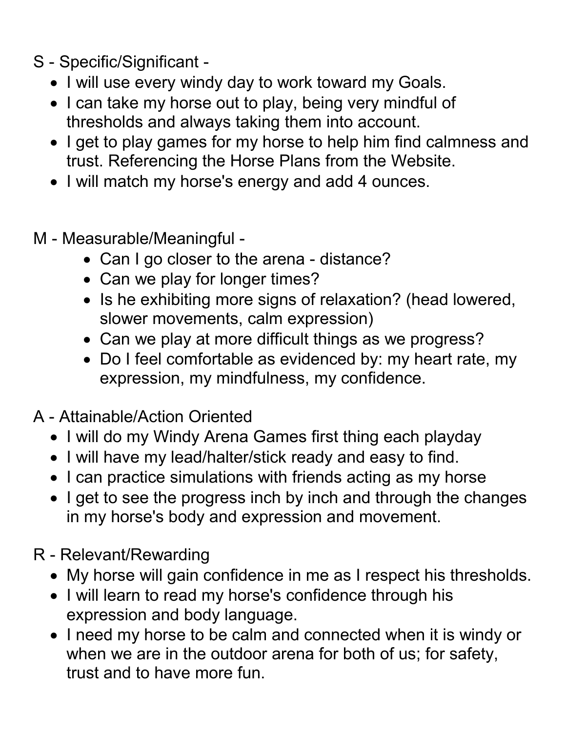S - Specific/Significant -

- I will use every windy day to work toward my Goals.
- I can take my horse out to play, being very mindful of thresholds and always taking them into account.
- I get to play games for my horse to help him find calmness and trust. Referencing the Horse Plans from the Website.
- I will match my horse's energy and add 4 ounces.

M - Measurable/Meaningful -

- Can I go closer to the arena - distance?
- Can we play for longer times?
- Is he exhibiting more signs of relaxation? (head lowered, slower movements, calm expression)
- Can we play at more difficult things as we progress?
- Do I feel comfortable as evidenced by: my heart rate, my expression, my mindfulness, my confidence.

A - Attainable/Action Oriented

- I will do my Windy Arena Games first thing each playday
- I will have my lead/halter/stick ready and easy to find.
- I can practice simulations with friends acting as my horse
- I get to see the progress inch by inch and through the changes in my horse's body and expression and movement.

R - Relevant/Rewarding

- My horse will gain confidence in me as I respect his thresholds.
- I will learn to read my horse's confidence through his expression and body language.
- I need my horse to be calm and connected when it is windy or when we are in the outdoor arena for both of us; for safety, trust and to have more fun.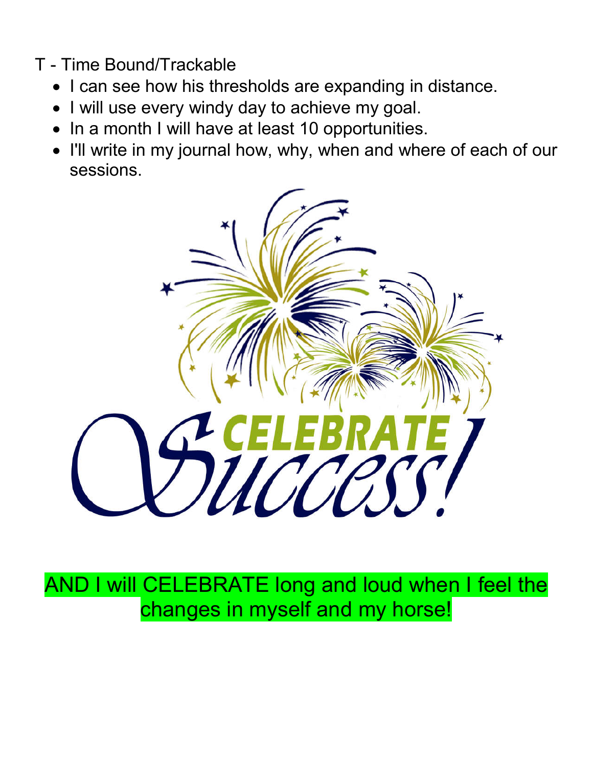T - Time Bound/Trackable

- I can see how his thresholds are expanding in distance.
- I will use every windy day to achieve my goal.
- In a month I will have at least 10 opportunities.
- I'll write in my journal how, why, when and where of each of our sessions.

CELEBRATE Success!

AND I will CELEBRATE long and loud when I feel the changes in myself and my horse!